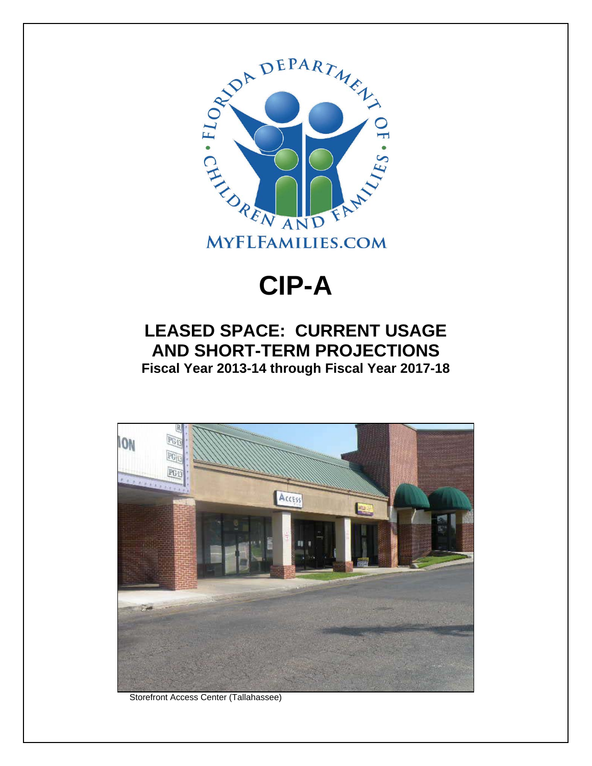# CIP-A

## LEASED SPACE: CURRENT USAGE AND SHORT-TERM PROJECTIONS

### Fiscal Year 2013-14 through Fiscal Year 2017-18

Storefront Access Center (Tallahassee)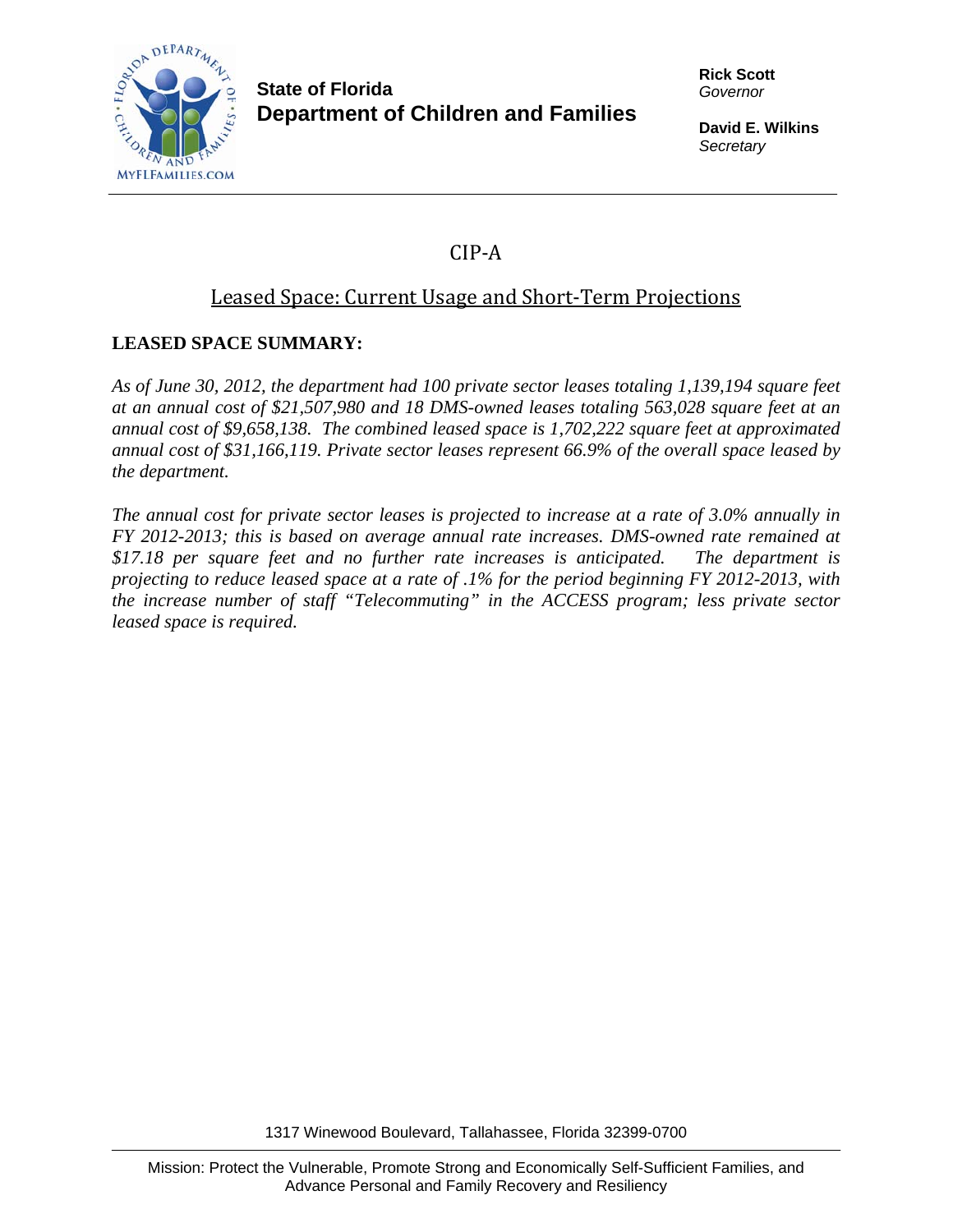**State of Florida**
**Department of Children and Families**

**Rick Scott**
*Governor*

**David E. Wilkins**
*Secretary*

# CIP-A

## Leased Space: Current Usage and Short-Term Projections

### LEASED SPACE SUMMARY:

*As of June 30, 2012, the department had 100 private sector leases totaling 1,139,194 square feet at an annual cost of $21,507,980 and 18 DMS-owned leases totaling 563,028 square feet at an annual cost of $9,658,138. The combined leased space is 1,702,222 square feet at approximated annual cost of $31,166,119. Private sector leases represent 66.9% of the overall space leased by the department.*

*The annual cost for private sector leases is projected to increase at a rate of 3.0% annually in FY 2012-2013; this is based on average annual rate increases. DMS-owned rate remained at $17.18 per square feet and no further rate increases is anticipated. The department is projecting to reduce leased space at a rate of .1% for the period beginning FY 2012-2013, with the increase number of staff "Telecommuting" in the ACCESS program; less private sector leased space is required.*

1317 Winewood Boulevard, Tallahassee, Florida 32399-0700

Mission: Protect the Vulnerable, Promote Strong and Economically Self-Sufficient Families, and Advance Personal and Family Recovery and Resiliency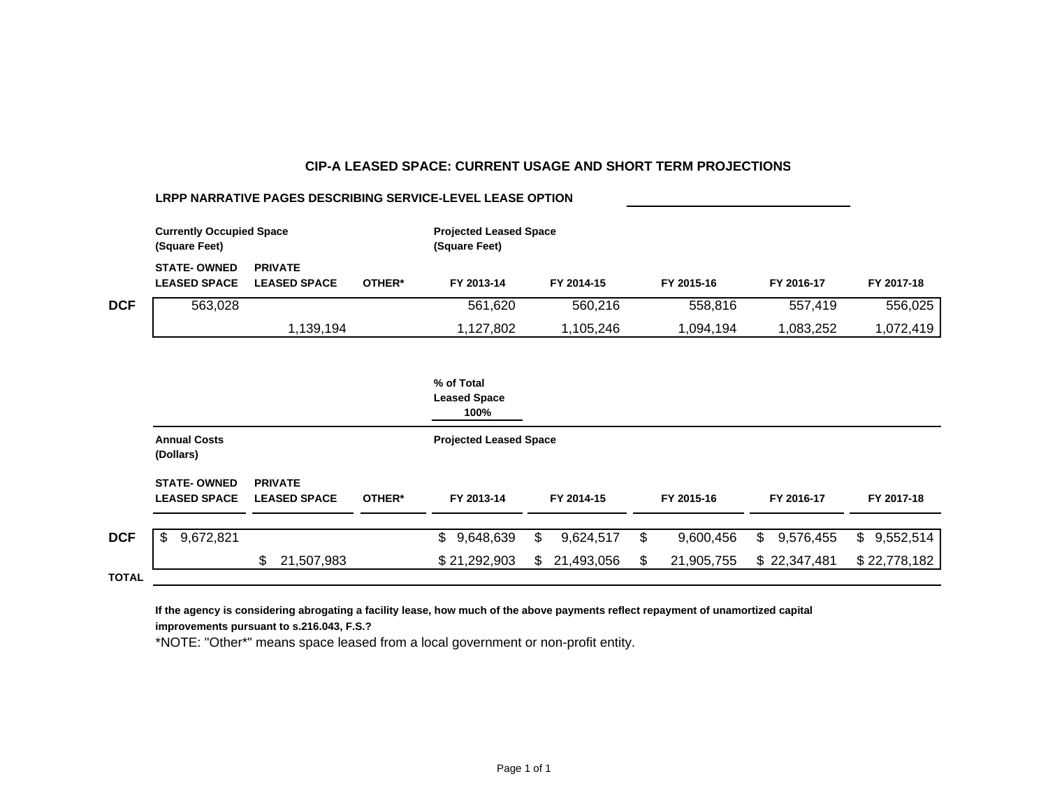## CIP-A LEASED SPACE: CURRENT USAGE AND SHORT TERM PROJECTIONS

**LRPP NARRATIVE PAGES DESCRIBING SERVICE-LEVEL LEASE OPTION** ______________________

| | Currently Occupied Space (Square Feet) | | | Projected Leased Space (Square Feet) | | | | |
|---|---|---|---|---|---|---|---|---|
| | STATE- OWNED LEASED SPACE | PRIVATE LEASED SPACE | OTHER* | FY 2013-14 | FY 2014-15 | FY 2015-16 | FY 2016-17 | FY 2017-18 |
| DCF | 563,028 | | | 561,620 | 560,216 | 558,816 | 557,419 | 556,025 |
| | | 1,139,194 | | 1,127,802 | 1,105,246 | 1,094,194 | 1,083,252 | 1,072,419 |

**% of Total Leased Space**
**100%**

| | Annual Costs (Dollars) | | | Projected Leased Space | | | | |
|---|---|---|---|---|---|---|---|---|
| | STATE- OWNED LEASED SPACE | PRIVATE LEASED SPACE | OTHER* | FY 2013-14 | FY 2014-15 | FY 2015-16 | FY 2016-17 | FY 2017-18 |
| DCF | $ 9,672,821 | | | $ 9,648,639 | $ 9,624,517 | $ 9,600,456 | $ 9,576,455 | $ 9,552,514 |
| | | $ 21,507,983 | | $ 21,292,903 | $ 21,493,056 | $ 21,905,755 | $ 22,347,481 | $ 22,778,182 |
| TOTAL | | | | | | | | |

**If the agency is considering abrogating a facility lease, how much of the above payments reflect repayment of unamortized capital improvements pursuant to s.216.043, F.S.?**

*NOTE: "Other*" means space leased from a local government or non-profit entity.